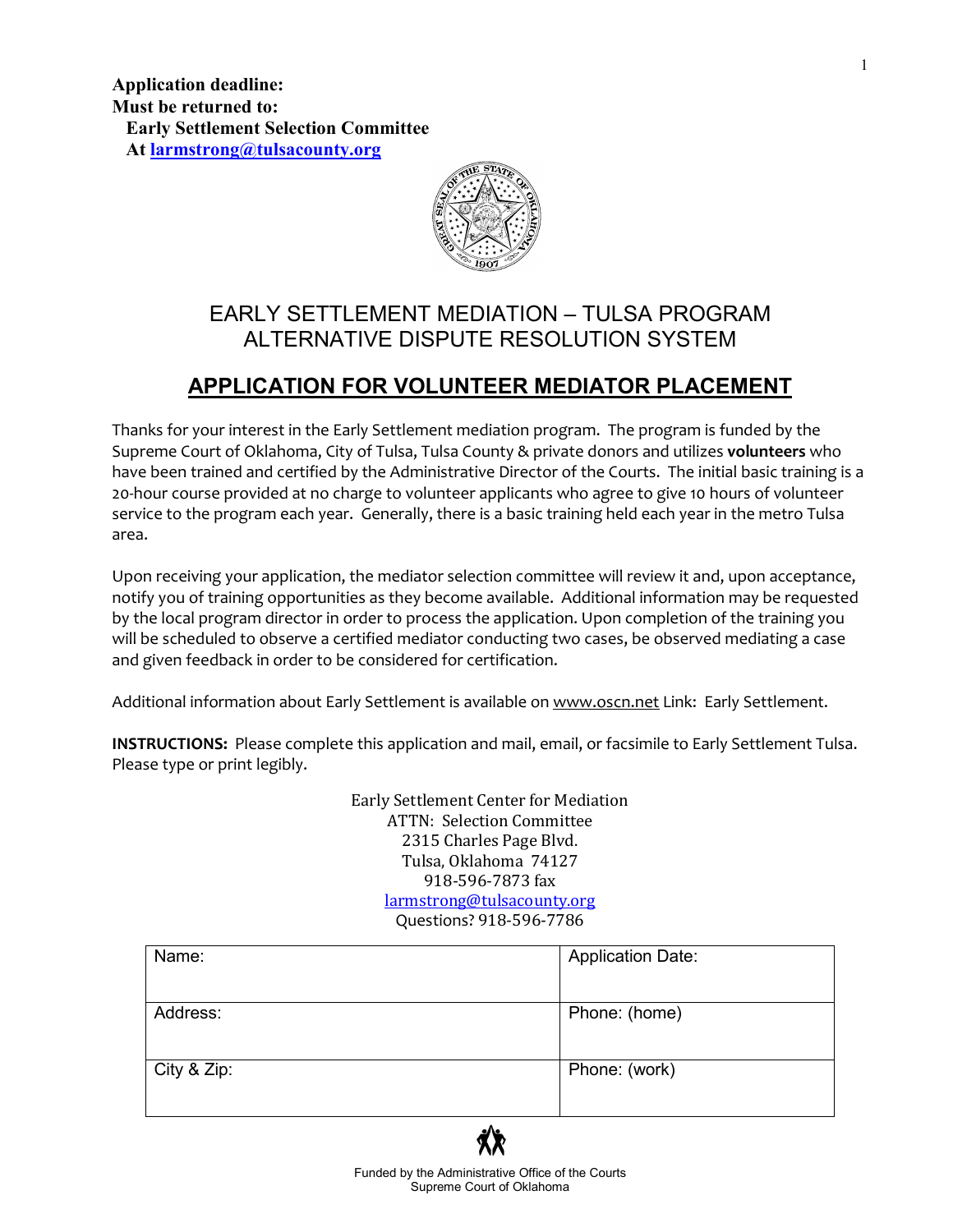**Application deadline:**
**Must be returned to:**
**Early Settlement Selection Committee**
**At larmstrong@tulsacounty.org**

# EARLY SETTLEMENT MEDIATION – TULSA PROGRAM
# ALTERNATIVE DISPUTE RESOLUTION SYSTEM

## APPLICATION FOR VOLUNTEER MEDIATOR PLACEMENT

Thanks for your interest in the Early Settlement mediation program. The program is funded by the Supreme Court of Oklahoma, City of Tulsa, Tulsa County & private donors and utilizes **volunteers** who have been trained and certified by the Administrative Director of the Courts. The initial basic training is a 20-hour course provided at no charge to volunteer applicants who agree to give 10 hours of volunteer service to the program each year. Generally, there is a basic training held each year in the metro Tulsa area.

Upon receiving your application, the mediator selection committee will review it and, upon acceptance, notify you of training opportunities as they become available. Additional information may be requested by the local program director in order to process the application. Upon completion of the training you will be scheduled to observe a certified mediator conducting two cases, be observed mediating a case and given feedback in order to be considered for certification.

Additional information about Early Settlement is available on www.oscn.net Link: Early Settlement.

**INSTRUCTIONS:** Please complete this application and mail, email, or facsimile to Early Settlement Tulsa. Please type or print legibly.

Early Settlement Center for Mediation
ATTN: Selection Committee
2315 Charles Page Blvd.
Tulsa, Oklahoma 74127
918-596-7873 fax
larmstrong@tulsacounty.org
Questions? 918-596-7786

| Name: | Application Date: |
|---|---|
| Address: | Phone: (home) |
| City & Zip: | Phone: (work) |

Funded by the Administrative Office of the Courts
Supreme Court of Oklahoma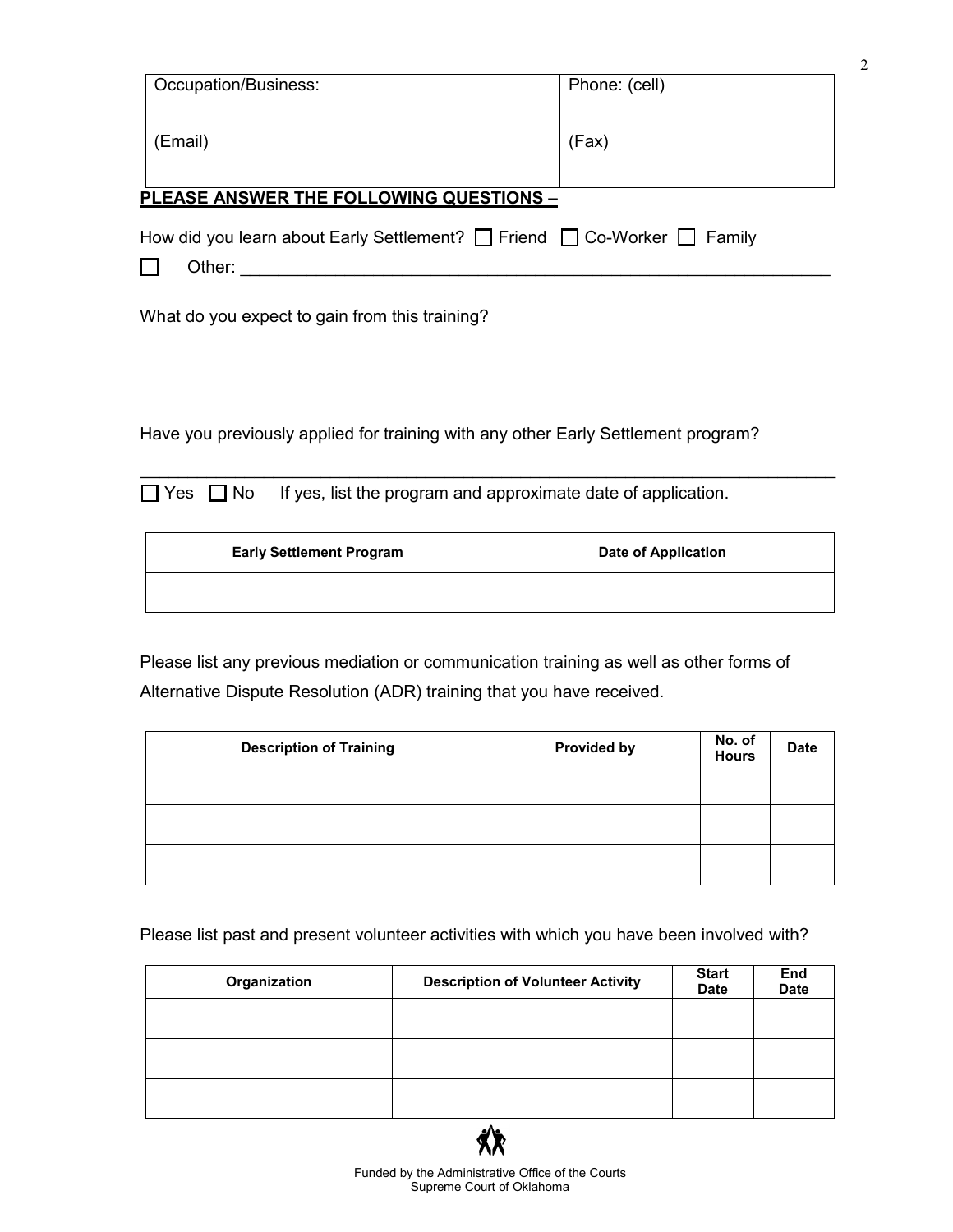| Occupation/Business: | Phone: (cell) |
|---|---|
| (Email) | (Fax) |

**PLEASE ANSWER THE FOLLOWING QUESTIONS –**

How did you learn about Early Settlement? ☐ Friend ☐ Co-Worker ☐ Family

☐ Other: ___________________________________________________________

What do you expect to gain from this training?

Have you previously applied for training with any other Early Settlement program?

___________________________________________________________

☐ Yes ☐ No If yes, list the program and approximate date of application.

| Early Settlement Program | Date of Application |
|---|---|
| | |

Please list any previous mediation or communication training as well as other forms of Alternative Dispute Resolution (ADR) training that you have received.

| Description of Training | Provided by | No. of Hours | Date |
|---|---|---|---|
| | | | |
| | | | |
| | | | |

Please list past and present volunteer activities with which you have been involved with?

| Organization | Description of Volunteer Activity | Start Date | End Date |
|---|---|---|---|
| | | | |
| | | | |
| | | | |

Funded by the Administrative Office of the Courts
Supreme Court of Oklahoma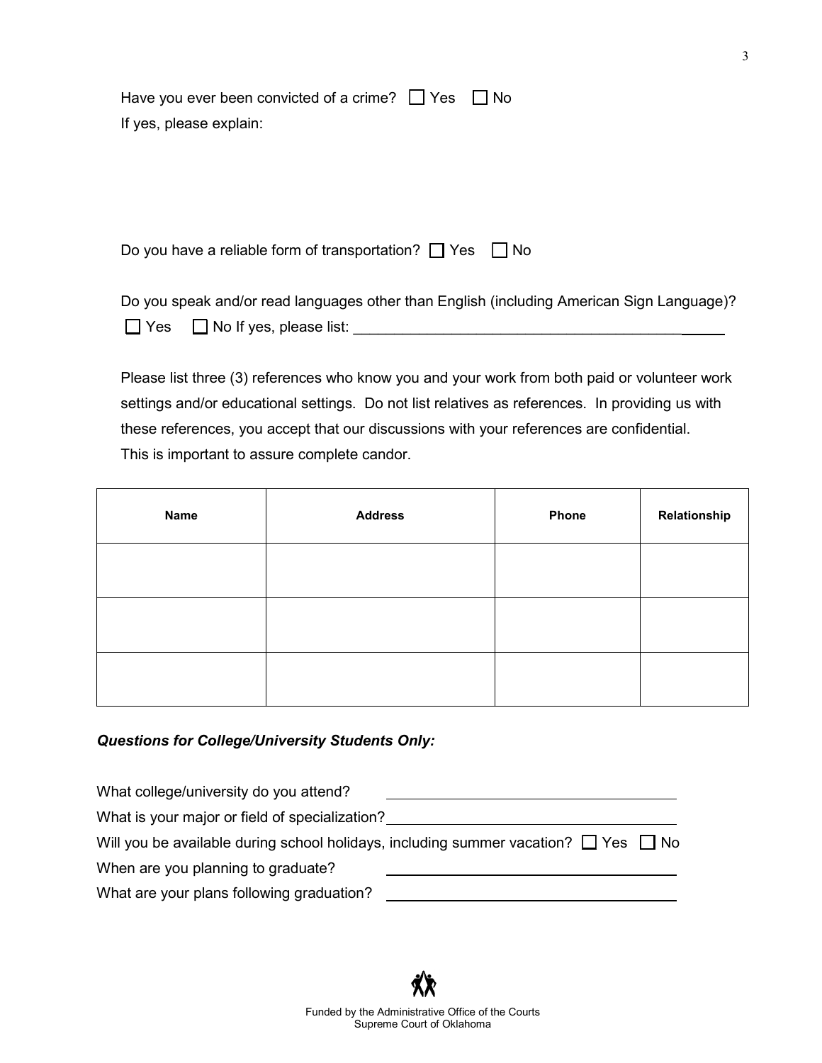Have you ever been convicted of a crime? ☐ Yes ☐ No

If yes, please explain:

Do you have a reliable form of transportation? ☐ Yes ☐ No

Do you speak and/or read languages other than English (including American Sign Language)?

☐ Yes ☐ No If yes, please list: ______________________________________________

Please list three (3) references who know you and your work from both paid or volunteer work settings and/or educational settings. Do not list relatives as references. In providing us with these references, you accept that our discussions with your references are confidential. This is important to assure complete candor.

| Name | Address | Phone | Relationship |
|---|---|---|---|
| | | | |
| | | | |
| | | | |

***Questions for College/University Students Only:***

What college/university do you attend? ______________________________

What is your major or field of specialization? ______________________________

Will you be available during school holidays, including summer vacation? ☐ Yes ☐ No

When are you planning to graduate? ______________________________

What are your plans following graduation? ______________________________

Funded by the Administrative Office of the Courts
Supreme Court of Oklahoma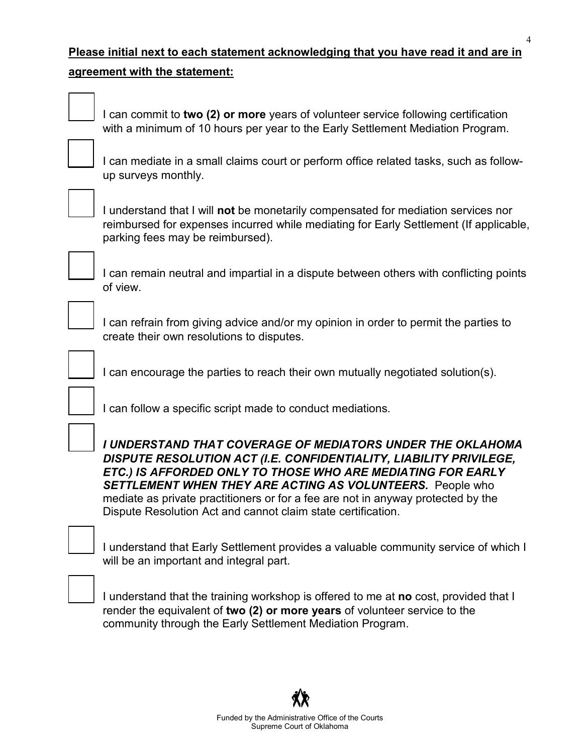**Please initial next to each statement acknowledging that you have read it and are in agreement with the statement:**

- [ ] I can commit to **two (2) or more** years of volunteer service following certification with a minimum of 10 hours per year to the Early Settlement Mediation Program.

- [ ] I can mediate in a small claims court or perform office related tasks, such as follow-up surveys monthly.

- [ ] I understand that I will **not** be monetarily compensated for mediation services nor reimbursed for expenses incurred while mediating for Early Settlement (If applicable, parking fees may be reimbursed).

- [ ] I can remain neutral and impartial in a dispute between others with conflicting points of view.

- [ ] I can refrain from giving advice and/or my opinion in order to permit the parties to create their own resolutions to disputes.

- [ ] I can encourage the parties to reach their own mutually negotiated solution(s).

- [ ] I can follow a specific script made to conduct mediations.

- [ ] ***I UNDERSTAND THAT COVERAGE OF MEDIATORS UNDER THE OKLAHOMA DISPUTE RESOLUTION ACT (I.E. CONFIDENTIALITY, LIABILITY PRIVILEGE, ETC.) IS AFFORDED ONLY TO THOSE WHO ARE MEDIATING FOR EARLY SETTLEMENT WHEN THEY ARE ACTING AS VOLUNTEERS.*** People who mediate as private practitioners or for a fee are not in anyway protected by the Dispute Resolution Act and cannot claim state certification.

- [ ] I understand that Early Settlement provides a valuable community service of which I will be an important and integral part.

- [ ] I understand that the training workshop is offered to me at **no** cost, provided that I render the equivalent of **two (2) or more years** of volunteer service to the community through the Early Settlement Mediation Program.

Funded by the Administrative Office of the Courts
Supreme Court of Oklahoma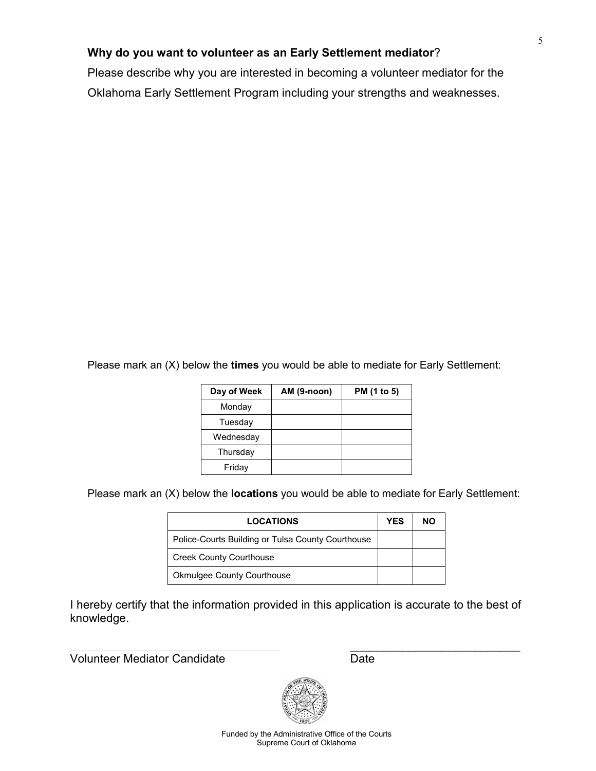**Why do you want to volunteer as an Early Settlement mediator**?

Please describe why you are interested in becoming a volunteer mediator for the Oklahoma Early Settlement Program including your strengths and weaknesses.

Please mark an (X) below the **times** you would be able to mediate for Early Settlement:

| Day of Week | AM (9-noon) | PM (1 to 5) |
|---|---|---|
| Monday | | |
| Tuesday | | |
| Wednesday | | |
| Thursday | | |
| Friday | | |

Please mark an (X) below the **locations** you would be able to mediate for Early Settlement:

| LOCATIONS | YES | NO |
|---|---|---|
| Police-Courts Building or Tulsa County Courthouse | | |
| Creek County Courthouse | | |
| Okmulgee County Courthouse | | |

I hereby certify that the information provided in this application is accurate to the best of knowledge.

\_\_\_\_\_\_\_\_\_\_\_\_\_\_\_\_\_\_\_\_\_\_\_\_\_\_\_\_\_\_\_\_ \_\_\_\_\_\_\_\_\_\_\_\_\_\_\_\_\_\_\_\_\_\_\_\_\_\_\_

Volunteer Mediator Candidate Date

Funded by the Administrative Office of the Courts
Supreme Court of Oklahoma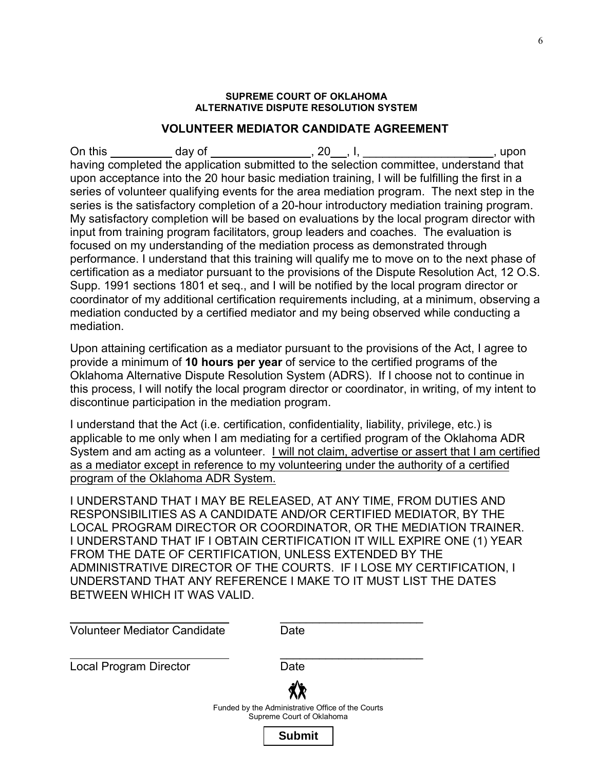**SUPREME COURT OF OKLAHOMA**
**ALTERNATIVE DISPUTE RESOLUTION SYSTEM**

## VOLUNTEER MEDIATOR CANDIDATE AGREEMENT

On this _________ day of _______________, 20___, I, _______________________, upon having completed the application submitted to the selection committee, understand that upon acceptance into the 20 hour basic mediation training, I will be fulfilling the first in a series of volunteer qualifying events for the area mediation program. The next step in the series is the satisfactory completion of a 20-hour introductory mediation training program. My satisfactory completion will be based on evaluations by the local program director with input from training program facilitators, group leaders and coaches. The evaluation is focused on my understanding of the mediation process as demonstrated through performance. I understand that this training will qualify me to move on to the next phase of certification as a mediator pursuant to the provisions of the Dispute Resolution Act, 12 O.S. Supp. 1991 sections 1801 et seq., and I will be notified by the local program director or coordinator of my additional certification requirements including, at a minimum, observing a mediation conducted by a certified mediator and my being observed while conducting a mediation.

Upon attaining certification as a mediator pursuant to the provisions of the Act, I agree to provide a minimum of **10 hours per year** of service to the certified programs of the Oklahoma Alternative Dispute Resolution System (ADRS). If I choose not to continue in this process, I will notify the local program director or coordinator, in writing, of my intent to discontinue participation in the mediation program.

I understand that the Act (i.e. certification, confidentiality, liability, privilege, etc.) is applicable to me only when I am mediating for a certified program of the Oklahoma ADR System and am acting as a volunteer. <u>I will not claim, advertise or assert that I am certified as a mediator except in reference to my volunteering under the authority of a certified program of the Oklahoma ADR System.</u>

I UNDERSTAND THAT I MAY BE RELEASED, AT ANY TIME, FROM DUTIES AND RESPONSIBILITIES AS A CANDIDATE AND/OR CERTIFIED MEDIATOR, BY THE LOCAL PROGRAM DIRECTOR OR COORDINATOR, OR THE MEDIATION TRAINER. I UNDERSTAND THAT IF I OBTAIN CERTIFICATION IT WILL EXPIRE ONE (1) YEAR FROM THE DATE OF CERTIFICATION, UNLESS EXTENDED BY THE ADMINISTRATIVE DIRECTOR OF THE COURTS. IF I LOSE MY CERTIFICATION, I UNDERSTAND THAT ANY REFERENCE I MAKE TO IT MUST LIST THE DATES BETWEEN WHICH IT WAS VALID.

_________________________ _______________________
Volunteer Mediator Candidate Date

_________________________ _______________________
Local Program Director Date

Funded by the Administrative Office of the Courts
Supreme Court of Oklahoma

Submit